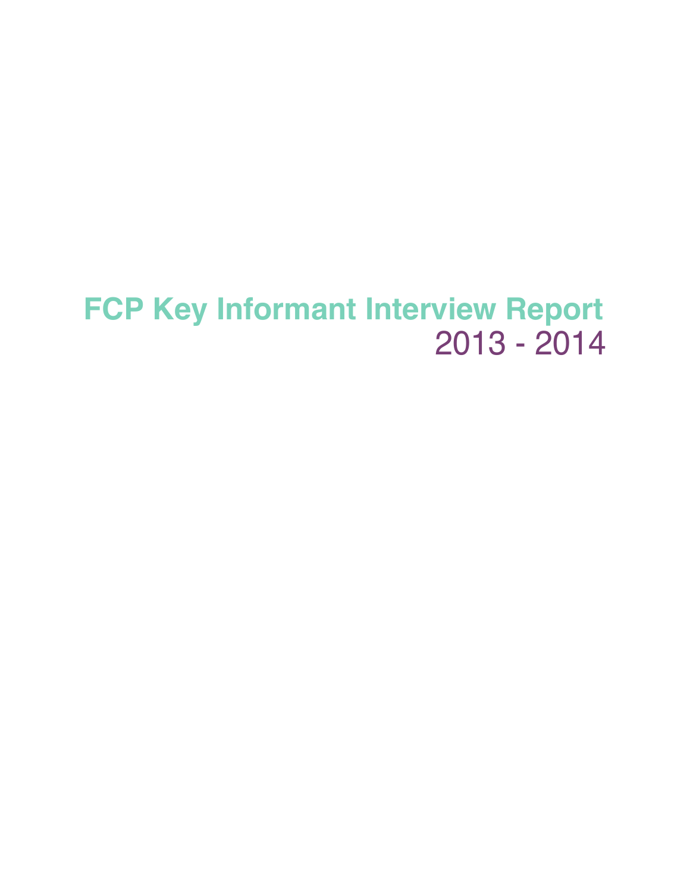# FCP Key Informant Interview Report

2013 - 2014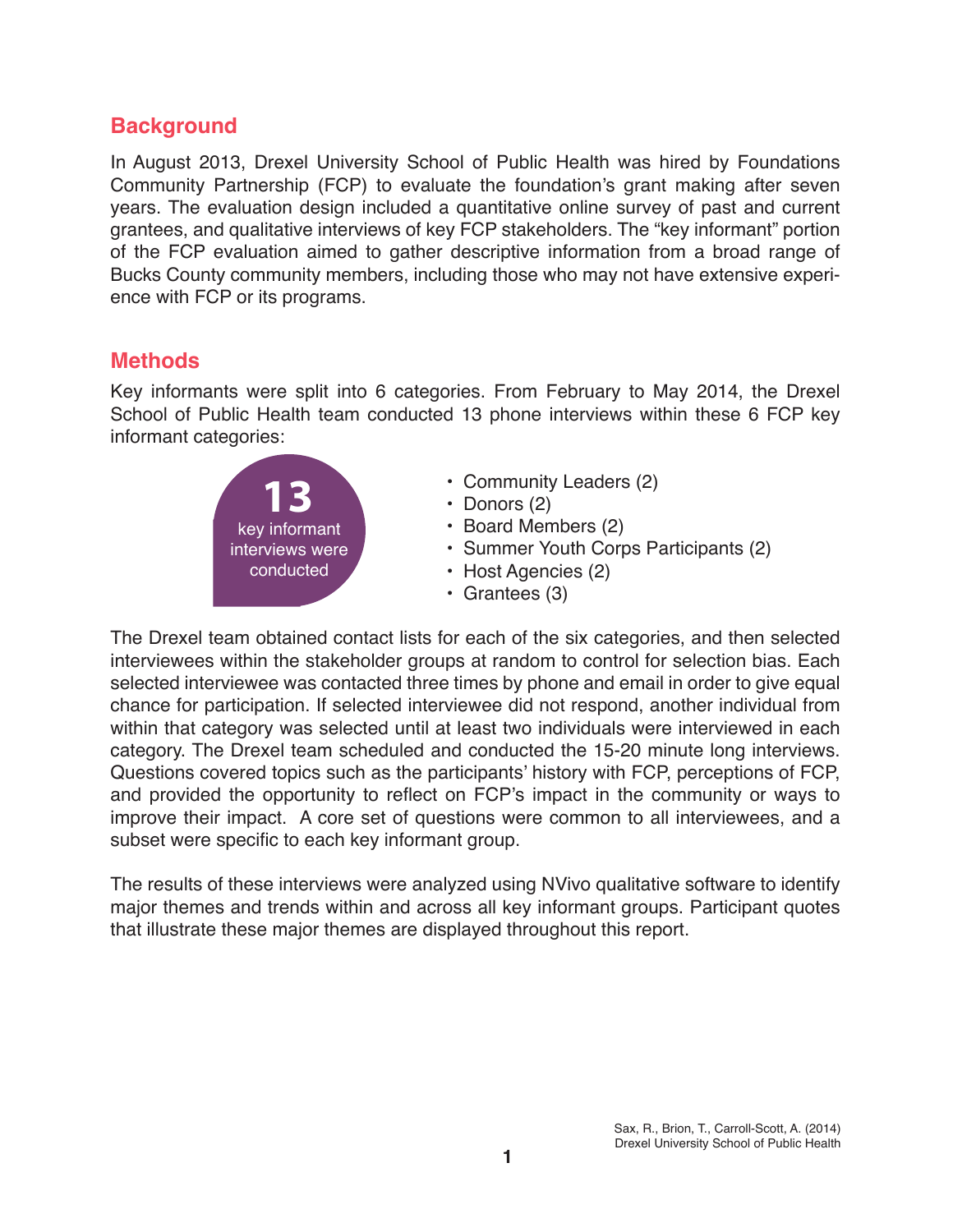## Background

In August 2013, Drexel University School of Public Health was hired by Foundations Community Partnership (FCP) to evaluate the foundation's grant making after seven years. The evaluation design included a quantitative online survey of past and current grantees, and qualitative interviews of key FCP stakeholders. The "key informant" portion of the FCP evaluation aimed to gather descriptive information from a broad range of Bucks County community members, including those who may not have extensive experience with FCP or its programs.

## Methods

Key informants were split into 6 categories. From February to May 2014, the Drexel School of Public Health team conducted 13 phone interviews within these 6 FCP key informant categories:

**13** key informant interviews were conducted

- Community Leaders (2)
- Donors (2)
- Board Members (2)
- Summer Youth Corps Participants (2)
- Host Agencies (2)
- Grantees (3)

The Drexel team obtained contact lists for each of the six categories, and then selected interviewees within the stakeholder groups at random to control for selection bias. Each selected interviewee was contacted three times by phone and email in order to give equal chance for participation. If selected interviewee did not respond, another individual from within that category was selected until at least two individuals were interviewed in each category. The Drexel team scheduled and conducted the 15-20 minute long interviews. Questions covered topics such as the participants' history with FCP, perceptions of FCP, and provided the opportunity to reflect on FCP's impact in the community or ways to improve their impact. A core set of questions were common to all interviewees, and a subset were specific to each key informant group.

The results of these interviews were analyzed using NVivo qualitative software to identify major themes and trends within and across all key informant groups. Participant quotes that illustrate these major themes are displayed throughout this report.

Sax, R., Brion, T., Carroll-Scott, A. (2014)
Drexel University School of Public Health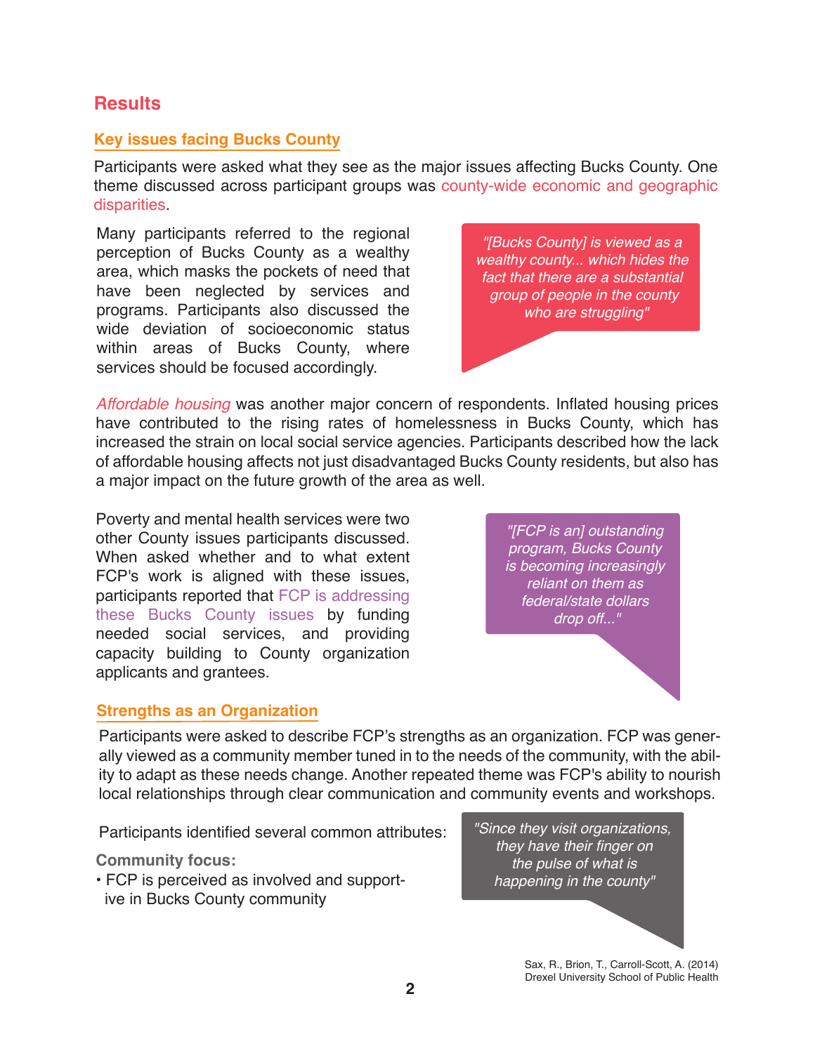## Results

### Key issues facing Bucks County

Participants were asked what they see as the major issues affecting Bucks County. One theme discussed across participant groups was county-wide economic and geographic disparities.

Many participants referred to the regional perception of Bucks County as a wealthy area, which masks the pockets of need that have been neglected by services and programs. Participants also discussed the wide deviation of socioeconomic status within areas of Bucks County, where services should be focused accordingly.

> *"[Bucks County] is viewed as a wealthy county... which hides the fact that there are a substantial group of people in the county who are struggling"*

*Affordable housing* was another major concern of respondents. Inflated housing prices have contributed to the rising rates of homelessness in Bucks County, which has increased the strain on local social service agencies. Participants described how the lack of affordable housing affects not just disadvantaged Bucks County residents, but also has a major impact on the future growth of the area as well.

Poverty and mental health services were two other County issues participants discussed. When asked whether and to what extent FCP's work is aligned with these issues, participants reported that FCP is addressing these Bucks County issues by funding needed social services, and providing capacity building to County organization applicants and grantees.

> *"[FCP is an] outstanding program, Bucks County is becoming increasingly reliant on them as federal/state dollars drop off..."*

### Strengths as an Organization

Participants were asked to describe FCP's strengths as an organization. FCP was generally viewed as a community member tuned in to the needs of the community, with the ability to adapt as these needs change. Another repeated theme was FCP's ability to nourish local relationships through clear communication and community events and workshops.

Participants identified several common attributes:

**Community focus:**

- FCP is perceived as involved and supportive in Bucks County community

> *"Since they visit organizations, they have their finger on the pulse of what is happening in the county"*

Sax, R., Brion, T., Carroll-Scott, A. (2014)
Drexel University School of Public Health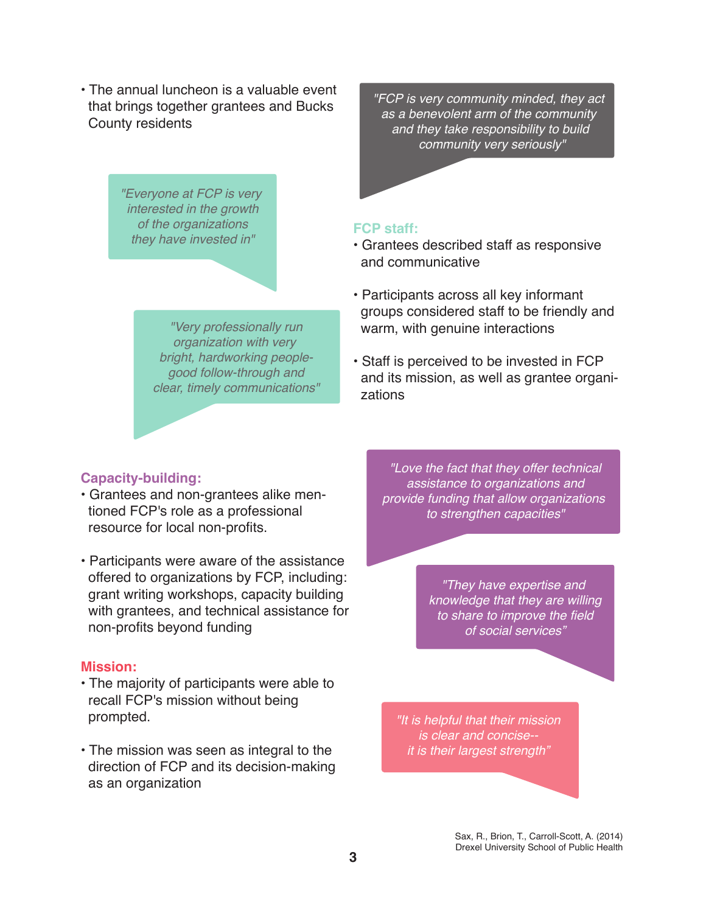- The annual luncheon is a valuable event that brings together grantees and Bucks County residents

> *"FCP is very community minded, they act as a benevolent arm of the community and they take responsibility to build community very seriously"*

> *"Everyone at FCP is very interested in the growth of the organizations they have invested in"*

> *"Very professionally run organization with very bright, hardworking people- good follow-through and clear, timely communications"*

### FCP staff:

- Grantees described staff as responsive and communicative
- Participants across all key informant groups considered staff to be friendly and warm, with genuine interactions
- Staff is perceived to be invested in FCP and its mission, as well as grantee organizations

### Capacity-building:

- Grantees and non-grantees alike mentioned FCP's role as a professional resource for local non-profits.
- Participants were aware of the assistance offered to organizations by FCP, including: grant writing workshops, capacity building with grantees, and technical assistance for non-profits beyond funding

> *"Love the fact that they offer technical assistance to organizations and provide funding that allow organizations to strengthen capacities"*

> *"They have expertise and knowledge that they are willing to share to improve the field of social services"*

### Mission:

- The majority of participants were able to recall FCP's mission without being prompted.
- The mission was seen as integral to the direction of FCP and its decision-making as an organization

> *"It is helpful that their mission is clear and concise-- it is their largest strength"*

Sax, R., Brion, T., Carroll-Scott, A. (2014)
Drexel University School of Public Health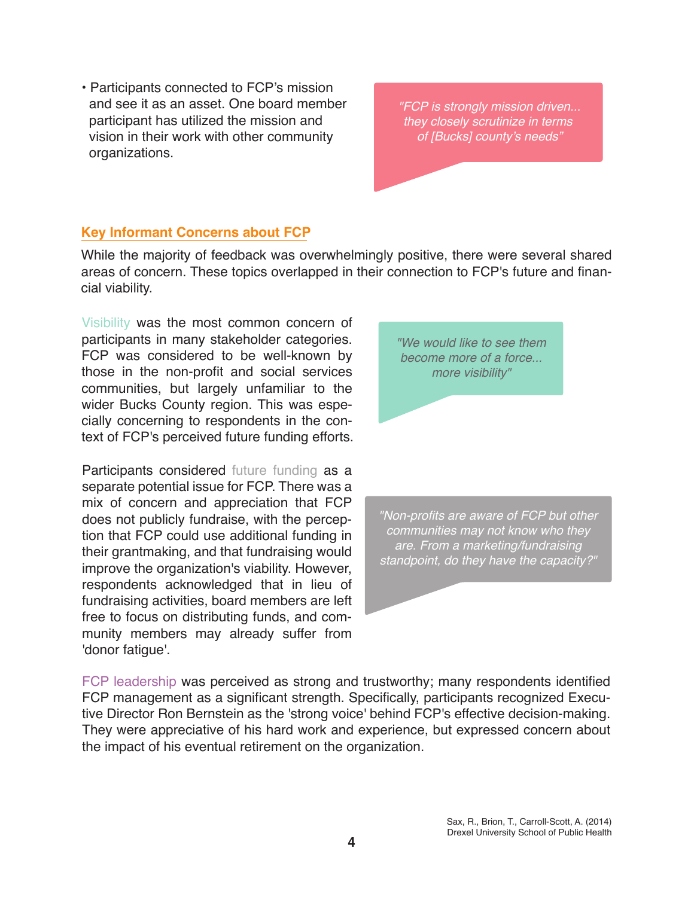- Participants connected to FCP's mission and see it as an asset. One board member participant has utilized the mission and vision in their work with other community organizations.

> *"FCP is strongly mission driven... they closely scrutinize in terms of [Bucks] county's needs"*

## Key Informant Concerns about FCP

While the majority of feedback was overwhelmingly positive, there were several shared areas of concern. These topics overlapped in their connection to FCP's future and financial viability.

Visibility was the most common concern of participants in many stakeholder categories. FCP was considered to be well-known by those in the non-profit and social services communities, but largely unfamiliar to the wider Bucks County region. This was especially concerning to respondents in the context of FCP's perceived future funding efforts.

> *"We would like to see them become more of a force... more visibility"*

Participants considered future funding as a separate potential issue for FCP. There was a mix of concern and appreciation that FCP does not publicly fundraise, with the perception that FCP could use additional funding in their grantmaking, and that fundraising would improve the organization's viability. However, respondents acknowledged that in lieu of fundraising activities, board members are left free to focus on distributing funds, and community members may already suffer from 'donor fatigue'.

> *"Non-profits are aware of FCP but other communities may not know who they are. From a marketing/fundraising standpoint, do they have the capacity?"*

FCP leadership was perceived as strong and trustworthy; many respondents identified FCP management as a significant strength. Specifically, participants recognized Executive Director Ron Bernstein as the 'strong voice' behind FCP's effective decision-making. They were appreciative of his hard work and experience, but expressed concern about the impact of his eventual retirement on the organization.

Sax, R., Brion, T., Carroll-Scott, A. (2014)
Drexel University School of Public Health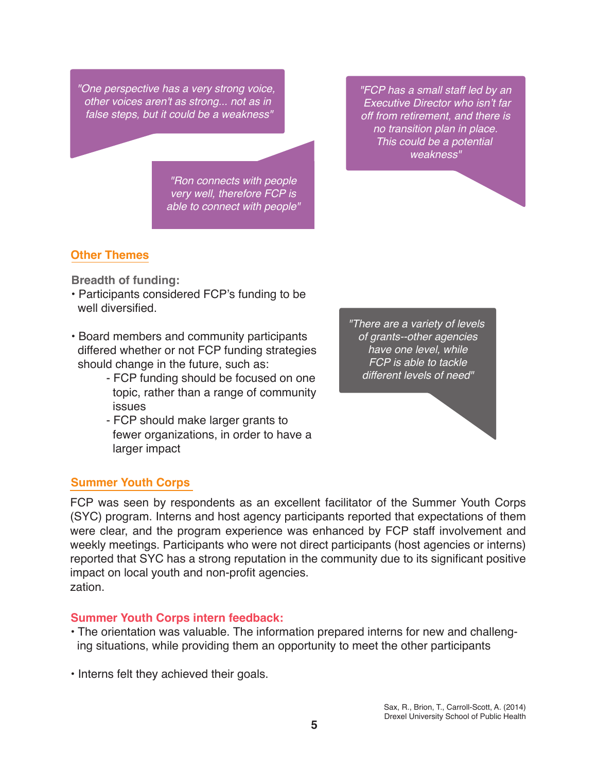> *"One perspective has a very strong voice, other voices aren't as strong... not as in false steps, but it could be a weakness"*

> *"Ron connects with people very well, therefore FCP is able to connect with people"*

> *"FCP has a small staff led by an Executive Director who isn't far off from retirement, and there is no transition plan in place. This could be a potential weakness"*

## Other Themes

**Breadth of funding:**

- Participants considered FCP's funding to be well diversified.

- Board members and community participants differed whether or not FCP funding strategies should change in the future, such as:
  - FCP funding should be focused on one topic, rather than a range of community issues
  - FCP should make larger grants to fewer organizations, in order to have a larger impact

> *"There are a variety of levels of grants--other agencies have one level, while FCP is able to tackle different levels of need"*

## Summer Youth Corps

FCP was seen by respondents as an excellent facilitator of the Summer Youth Corps (SYC) program. Interns and host agency participants reported that expectations of them were clear, and the program experience was enhanced by FCP staff involvement and weekly meetings. Participants who were not direct participants (host agencies or interns) reported that SYC has a strong reputation in the community due to its significant positive impact on local youth and non-profit agencies.
zation.

### Summer Youth Corps intern feedback:

- The orientation was valuable. The information prepared interns for new and challenging situations, while providing them an opportunity to meet the other participants

- Interns felt they achieved their goals.

Sax, R., Brion, T., Carroll-Scott, A. (2014)
Drexel University School of Public Health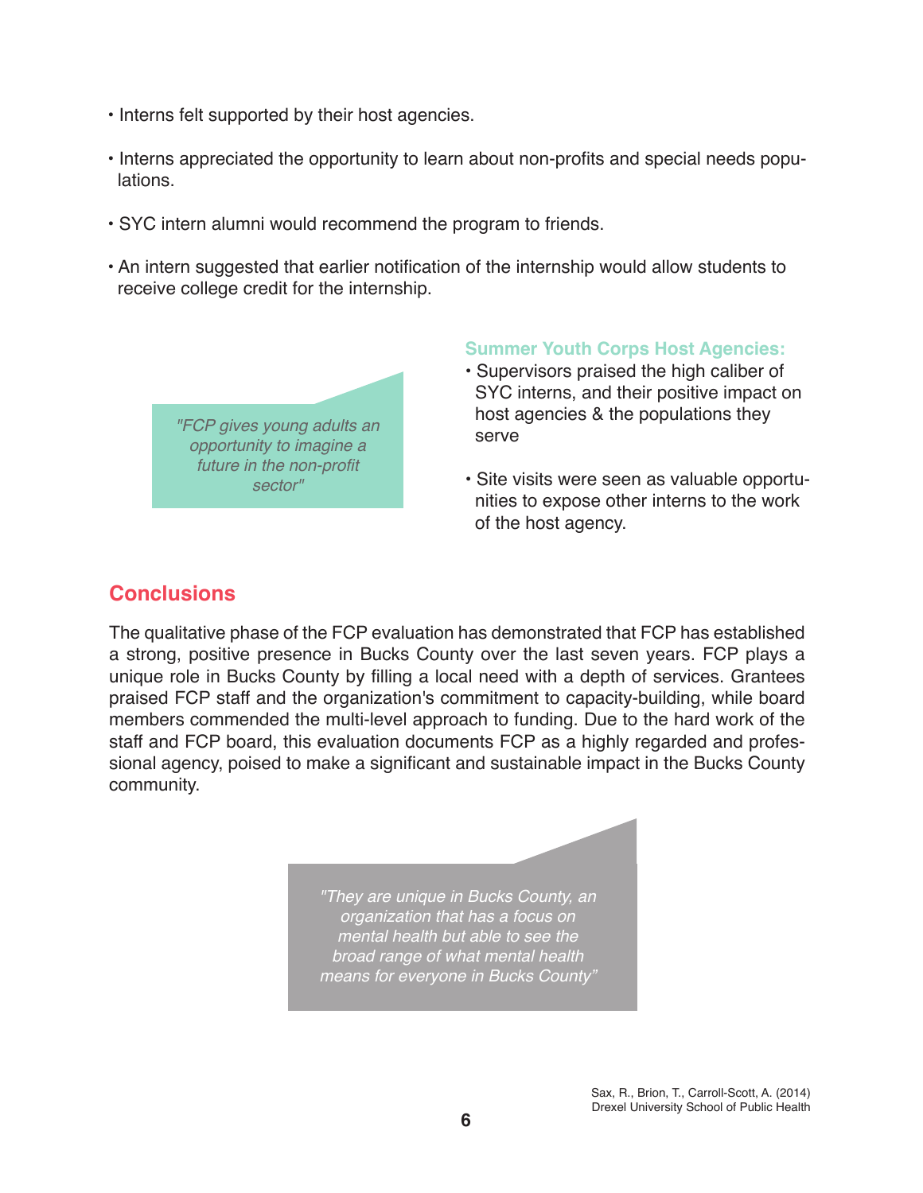- Interns felt supported by their host agencies.
- Interns appreciated the opportunity to learn about non-profits and special needs populations.
- SYC intern alumni would recommend the program to friends.
- An intern suggested that earlier notification of the internship would allow students to receive college credit for the internship.

*"FCP gives young adults an opportunity to imagine a future in the non-profit sector"*

**Summer Youth Corps Host Agencies:**

- Supervisors praised the high caliber of SYC interns, and their positive impact on host agencies & the populations they serve
- Site visits were seen as valuable opportunities to expose other interns to the work of the host agency.

## Conclusions

The qualitative phase of the FCP evaluation has demonstrated that FCP has established a strong, positive presence in Bucks County over the last seven years. FCP plays a unique role in Bucks County by filling a local need with a depth of services. Grantees praised FCP staff and the organization's commitment to capacity-building, while board members commended the multi-level approach to funding. Due to the hard work of the staff and FCP board, this evaluation documents FCP as a highly regarded and professional agency, poised to make a significant and sustainable impact in the Bucks County community.

*"They are unique in Bucks County, an organization that has a focus on mental health but able to see the broad range of what mental health means for everyone in Bucks County"*

Sax, R., Brion, T., Carroll-Scott, A. (2014)
Drexel University School of Public Health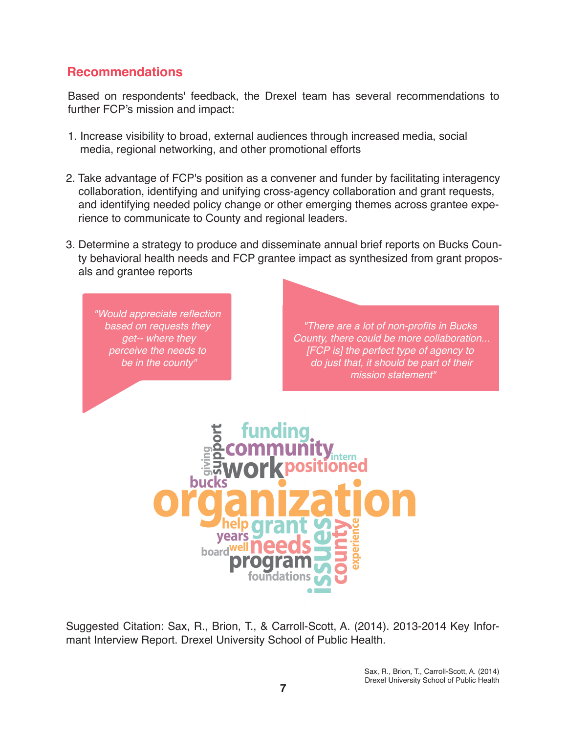## Recommendations

Based on respondents' feedback, the Drexel team has several recommendations to further FCP's mission and impact:

1. Increase visibility to broad, external audiences through increased media, social media, regional networking, and other promotional efforts

2. Take advantage of FCP's position as a convener and funder by facilitating interagency collaboration, identifying and unifying cross-agency collaboration and grant requests, and identifying needed policy change or other emerging themes across grantee experience to communicate to County and regional leaders.

3. Determine a strategy to produce and disseminate annual brief reports on Bucks County behavioral health needs and FCP grantee impact as synthesized from grant proposals and grantee reports

*"Would appreciate reflection based on requests they get-- where they perceive the needs to be in the county"*

*"There are a lot of non-profits in Bucks County, there could be more collaboration... [FCP is] the perfect type of agency to do just that, it should be part of their mission statement"*

funding
community
support
giving
work
intern
positioned
bucks
organization
help
grant
years
well
needs
board
program
foundations
issues
county
experience

Suggested Citation: Sax, R., Brion, T., & Carroll-Scott, A. (2014). 2013-2014 Key Informant Interview Report. Drexel University School of Public Health.